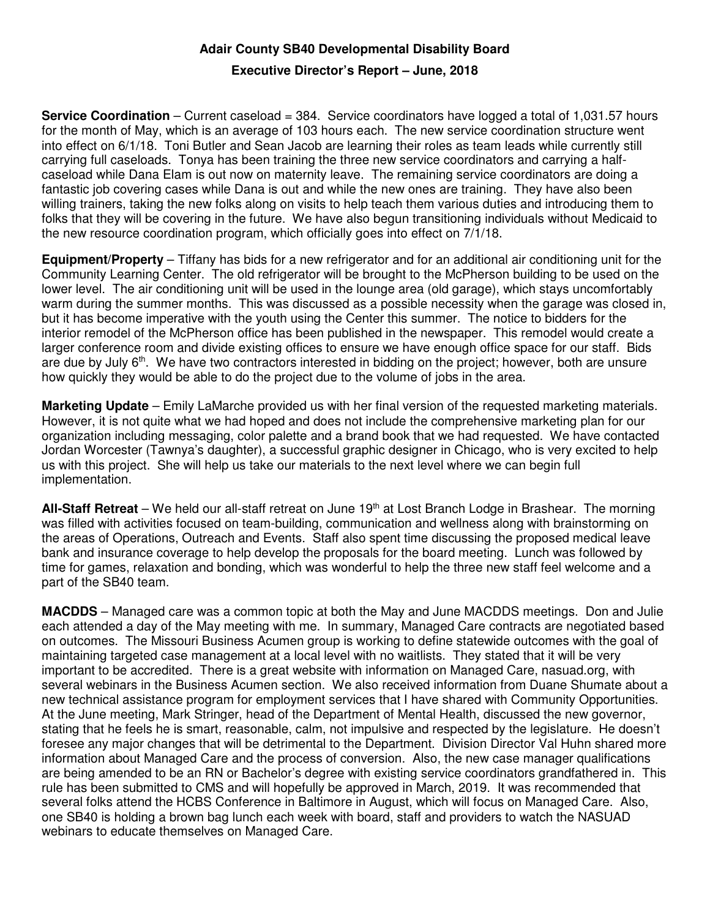# Adair County SB40 Developmental Disability Board

## Executive Director's Report – June, 2018

**Service Coordination** – Current caseload = 384. Service coordinators have logged a total of 1,031.57 hours for the month of May, which is an average of 103 hours each. The new service coordination structure went into effect on 6/1/18. Toni Butler and Sean Jacob are learning their roles as team leads while currently still carrying full caseloads. Tonya has been training the three new service coordinators and carrying a half-caseload while Dana Elam is out now on maternity leave. The remaining service coordinators are doing a fantastic job covering cases while Dana is out and while the new ones are training. They have also been willing trainers, taking the new folks along on visits to help teach them various duties and introducing them to folks that they will be covering in the future. We have also begun transitioning individuals without Medicaid to the new resource coordination program, which officially goes into effect on 7/1/18.

**Equipment/Property** – Tiffany has bids for a new refrigerator and for an additional air conditioning unit for the Community Learning Center. The old refrigerator will be brought to the McPherson building to be used on the lower level. The air conditioning unit will be used in the lounge area (old garage), which stays uncomfortably warm during the summer months. This was discussed as a possible necessity when the garage was closed in, but it has become imperative with the youth using the Center this summer. The notice to bidders for the interior remodel of the McPherson office has been published in the newspaper. This remodel would create a larger conference room and divide existing offices to ensure we have enough office space for our staff. Bids are due by July 6th. We have two contractors interested in bidding on the project; however, both are unsure how quickly they would be able to do the project due to the volume of jobs in the area.

**Marketing Update** – Emily LaMarche provided us with her final version of the requested marketing materials. However, it is not quite what we had hoped and does not include the comprehensive marketing plan for our organization including messaging, color palette and a brand book that we had requested. We have contacted Jordan Worcester (Tawnya's daughter), a successful graphic designer in Chicago, who is very excited to help us with this project. She will help us take our materials to the next level where we can begin full implementation.

**All-Staff Retreat** – We held our all-staff retreat on June 19th at Lost Branch Lodge in Brashear. The morning was filled with activities focused on team-building, communication and wellness along with brainstorming on the areas of Operations, Outreach and Events. Staff also spent time discussing the proposed medical leave bank and insurance coverage to help develop the proposals for the board meeting. Lunch was followed by time for games, relaxation and bonding, which was wonderful to help the three new staff feel welcome and a part of the SB40 team.

**MACDDS** – Managed care was a common topic at both the May and June MACDDS meetings. Don and Julie each attended a day of the May meeting with me. In summary, Managed Care contracts are negotiated based on outcomes. The Missouri Business Acumen group is working to define statewide outcomes with the goal of maintaining targeted case management at a local level with no waitlists. They stated that it will be very important to be accredited. There is a great website with information on Managed Care, nasuad.org, with several webinars in the Business Acumen section. We also received information from Duane Shumate about a new technical assistance program for employment services that I have shared with Community Opportunities. At the June meeting, Mark Stringer, head of the Department of Mental Health, discussed the new governor, stating that he feels he is smart, reasonable, calm, not impulsive and respected by the legislature. He doesn't foresee any major changes that will be detrimental to the Department. Division Director Val Huhn shared more information about Managed Care and the process of conversion. Also, the new case manager qualifications are being amended to be an RN or Bachelor's degree with existing service coordinators grandfathered in. This rule has been submitted to CMS and will hopefully be approved in March, 2019. It was recommended that several folks attend the HCBS Conference in Baltimore in August, which will focus on Managed Care. Also, one SB40 is holding a brown bag lunch each week with board, staff and providers to watch the NASUAD webinars to educate themselves on Managed Care.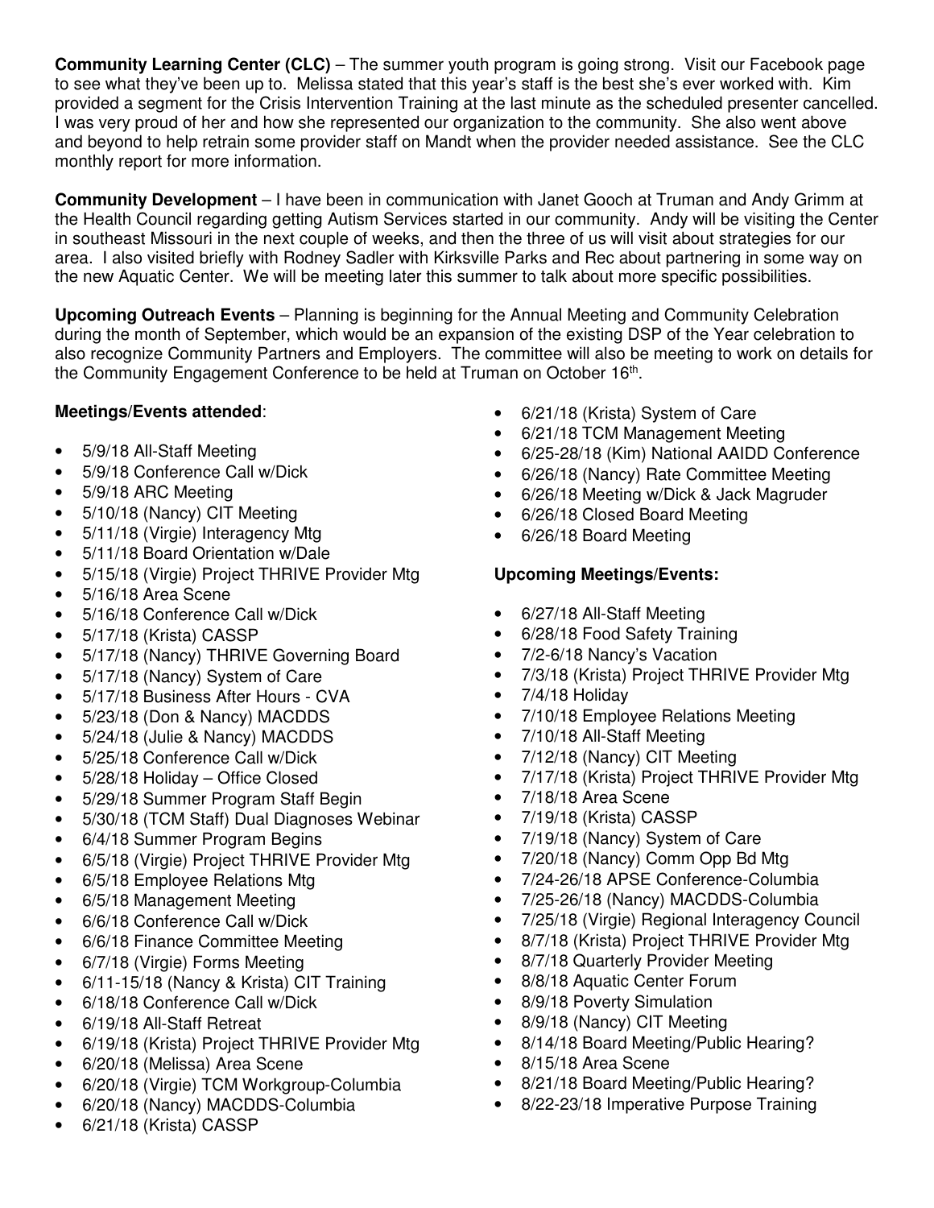**Community Learning Center (CLC)** – The summer youth program is going strong. Visit our Facebook page to see what they've been up to. Melissa stated that this year's staff is the best she's ever worked with. Kim provided a segment for the Crisis Intervention Training at the last minute as the scheduled presenter cancelled. I was very proud of her and how she represented our organization to the community. She also went above and beyond to help retrain some provider staff on Mandt when the provider needed assistance. See the CLC monthly report for more information.

**Community Development** – I have been in communication with Janet Gooch at Truman and Andy Grimm at the Health Council regarding getting Autism Services started in our community. Andy will be visiting the Center in southeast Missouri in the next couple of weeks, and then the three of us will visit about strategies for our area. I also visited briefly with Rodney Sadler with Kirksville Parks and Rec about partnering in some way on the new Aquatic Center. We will be meeting later this summer to talk about more specific possibilities.

**Upcoming Outreach Events** – Planning is beginning for the Annual Meeting and Community Celebration during the month of September, which would be an expansion of the existing DSP of the Year celebration to also recognize Community Partners and Employers. The committee will also be meeting to work on details for the Community Engagement Conference to be held at Truman on October 16th.

**Meetings/Events attended**:

- 5/9/18 All-Staff Meeting
- 5/9/18 Conference Call w/Dick
- 5/9/18 ARC Meeting
- 5/10/18 (Nancy) CIT Meeting
- 5/11/18 (Virgie) Interagency Mtg
- 5/11/18 Board Orientation w/Dale
- 5/15/18 (Virgie) Project THRIVE Provider Mtg
- 5/16/18 Area Scene
- 5/16/18 Conference Call w/Dick
- 5/17/18 (Krista) CASSP
- 5/17/18 (Nancy) THRIVE Governing Board
- 5/17/18 (Nancy) System of Care
- 5/17/18 Business After Hours - CVA
- 5/23/18 (Don & Nancy) MACDDS
- 5/24/18 (Julie & Nancy) MACDDS
- 5/25/18 Conference Call w/Dick
- 5/28/18 Holiday – Office Closed
- 5/29/18 Summer Program Staff Begin
- 5/30/18 (TCM Staff) Dual Diagnoses Webinar
- 6/4/18 Summer Program Begins
- 6/5/18 (Virgie) Project THRIVE Provider Mtg
- 6/5/18 Employee Relations Mtg
- 6/5/18 Management Meeting
- 6/6/18 Conference Call w/Dick
- 6/6/18 Finance Committee Meeting
- 6/7/18 (Virgie) Forms Meeting
- 6/11-15/18 (Nancy & Krista) CIT Training
- 6/18/18 Conference Call w/Dick
- 6/19/18 All-Staff Retreat
- 6/19/18 (Krista) Project THRIVE Provider Mtg
- 6/20/18 (Melissa) Area Scene
- 6/20/18 (Virgie) TCM Workgroup-Columbia
- 6/20/18 (Nancy) MACDDS-Columbia
- 6/21/18 (Krista) CASSP
- 6/21/18 (Krista) System of Care
- 6/21/18 TCM Management Meeting
- 6/25-28/18 (Kim) National AAIDD Conference
- 6/26/18 (Nancy) Rate Committee Meeting
- 6/26/18 Meeting w/Dick & Jack Magruder
- 6/26/18 Closed Board Meeting
- 6/26/18 Board Meeting

**Upcoming Meetings/Events:**

- 6/27/18 All-Staff Meeting
- 6/28/18 Food Safety Training
- 7/2-6/18 Nancy's Vacation
- 7/3/18 (Krista) Project THRIVE Provider Mtg
- 7/4/18 Holiday
- 7/10/18 Employee Relations Meeting
- 7/10/18 All-Staff Meeting
- 7/12/18 (Nancy) CIT Meeting
- 7/17/18 (Krista) Project THRIVE Provider Mtg
- 7/18/18 Area Scene
- 7/19/18 (Krista) CASSP
- 7/19/18 (Nancy) System of Care
- 7/20/18 (Nancy) Comm Opp Bd Mtg
- 7/24-26/18 APSE Conference-Columbia
- 7/25-26/18 (Nancy) MACDDS-Columbia
- 7/25/18 (Virgie) Regional Interagency Council
- 8/7/18 (Krista) Project THRIVE Provider Mtg
- 8/7/18 Quarterly Provider Meeting
- 8/8/18 Aquatic Center Forum
- 8/9/18 Poverty Simulation
- 8/9/18 (Nancy) CIT Meeting
- 8/14/18 Board Meeting/Public Hearing?
- 8/15/18 Area Scene
- 8/21/18 Board Meeting/Public Hearing?
- 8/22-23/18 Imperative Purpose Training